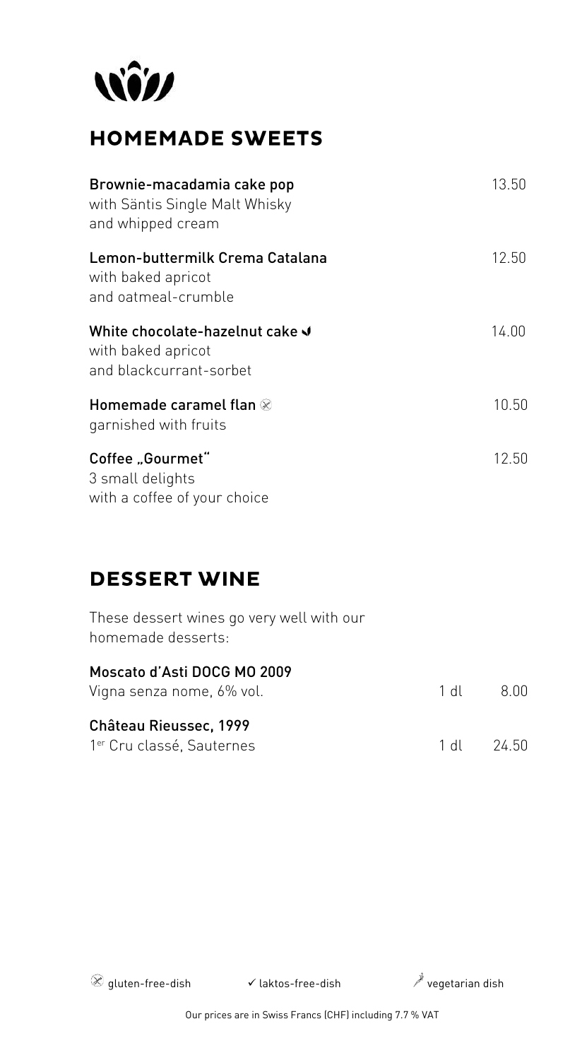## HOMEMADE SWEETS

| | |
|---|---|
| **Brownie-macadamia cake pop**<br>with Säntis Single Malt Whisky<br>and whipped cream | 13.50 |
| **Lemon-buttermilk Crema Catalana**<br>with baked apricot<br>and oatmeal-crumble | 12.50 |
| **White chocolate-hazelnut cake ✓**<br>with baked apricot<br>and blackcurrant-sorbet | 14.00 |
| **Homemade caramel flan ⊗**<br>garnished with fruits | 10.50 |
| **Coffee „Gourmet"**<br>3 small delights<br>with a coffee of your choice | 12.50 |

## DESSERT WINE

These dessert wines go very well with our homemade desserts:

| | | |
|---|---|---|
| **Moscato d'Asti DOCG MO 2009**<br>Vigna senza nome, 6% vol. | 1 dl | 8.00 |
| **Château Rieussec, 1999**<br>1er Cru classé, Sauternes | 1 dl | 24.50 |

⊗ gluten-free-dish ✓ laktos-free-dish vegetarian dish

Our prices are in Swiss Francs (CHF) including 7.7 % VAT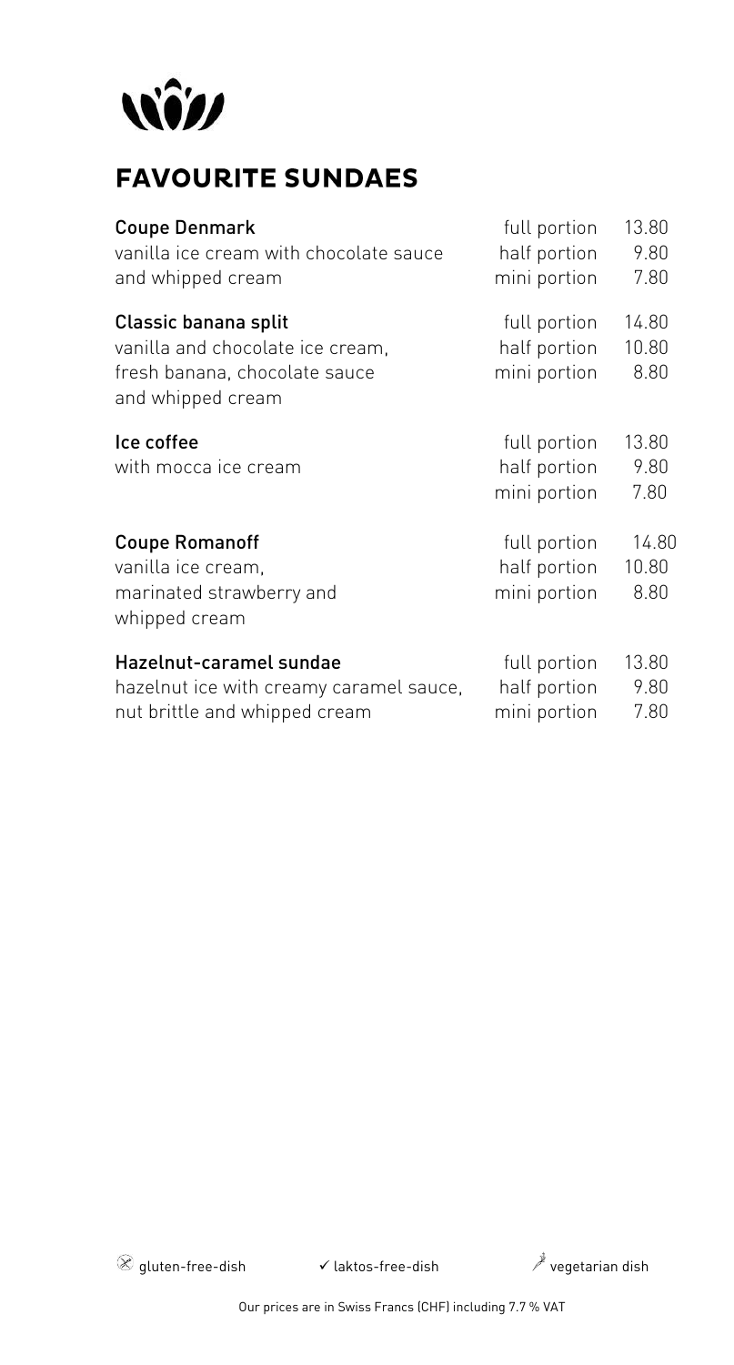## FAVOURITE SUNDAES

**Coupe Denmark**
vanilla ice cream with chocolate sauce and whipped cream

| | |
|---|---|
| full portion | 13.80 |
| half portion | 9.80 |
| mini portion | 7.80 |

**Classic banana split**
vanilla and chocolate ice cream, fresh banana, chocolate sauce and whipped cream

| | |
|---|---|
| full portion | 14.80 |
| half portion | 10.80 |
| mini portion | 8.80 |

**Ice coffee**
with mocca ice cream

| | |
|---|---|
| full portion | 13.80 |
| half portion | 9.80 |
| mini portion | 7.80 |

**Coupe Romanoff**
vanilla ice cream, marinated strawberry and whipped cream

| | |
|---|---|
| full portion | 14.80 |
| half portion | 10.80 |
| mini portion | 8.80 |

**Hazelnut-caramel sundae**
hazelnut ice with creamy caramel sauce, nut brittle and whipped cream

| | |
|---|---|
| full portion | 13.80 |
| half portion | 9.80 |
| mini portion | 7.80 |

gluten-free-dish ✓ laktos-free-dish vegetarian dish

Our prices are in Swiss Francs (CHF) including 7.7 % VAT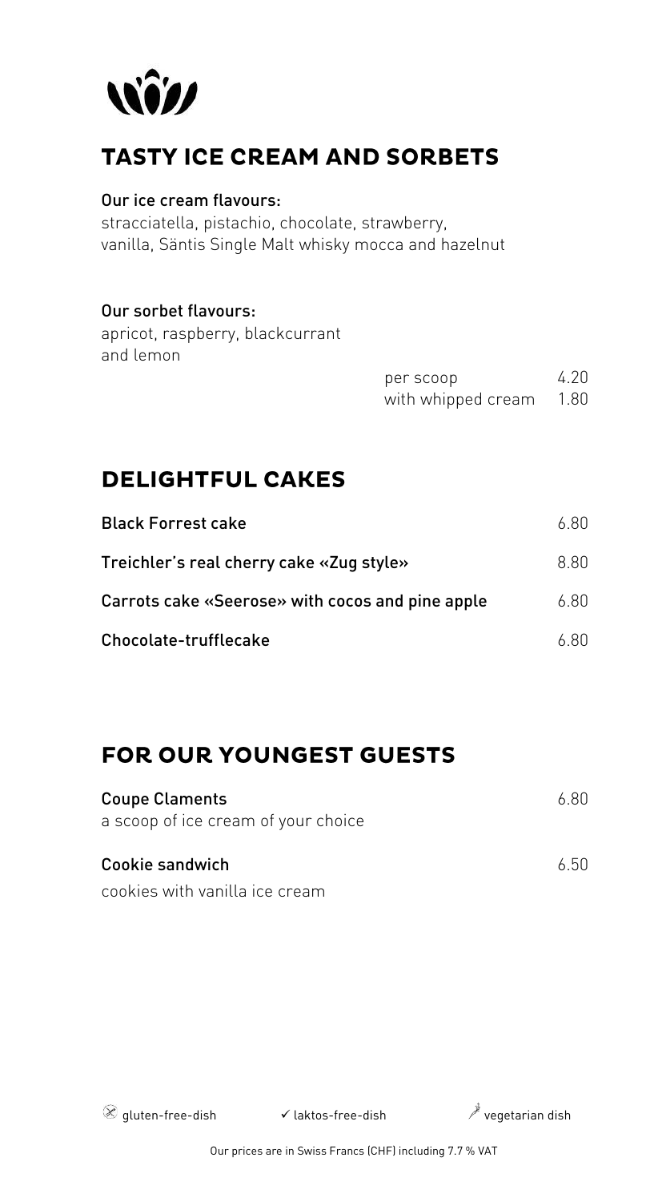## TASTY ICE CREAM AND SORBETS

**Our ice cream flavours:**
stracciatella, pistachio, chocolate, strawberry, vanilla, Säntis Single Malt whisky mocca and hazelnut

**Our sorbet flavours:**
apricot, raspberry, blackcurrant and lemon

| | |
|---|---|
| per scoop | 4.20 |
| with whipped cream | 1.80 |

## DELIGHTFUL CAKES

| | |
|---|---|
| Black Forrest cake | 6.80 |
| Treichler's real cherry cake «Zug style» | 8.80 |
| Carrots cake «Seerose» with cocos and pine apple | 6.80 |
| Chocolate-trufflecake | 6.80 |

## FOR OUR YOUNGEST GUESTS

**Coupe Claments** 6.80
a scoop of ice cream of your choice

**Cookie sandwich** 6.50
cookies with vanilla ice cream

gluten-free-dish ✓ laktos-free-dish vegetarian dish

Our prices are in Swiss Francs (CHF) including 7.7 % VAT